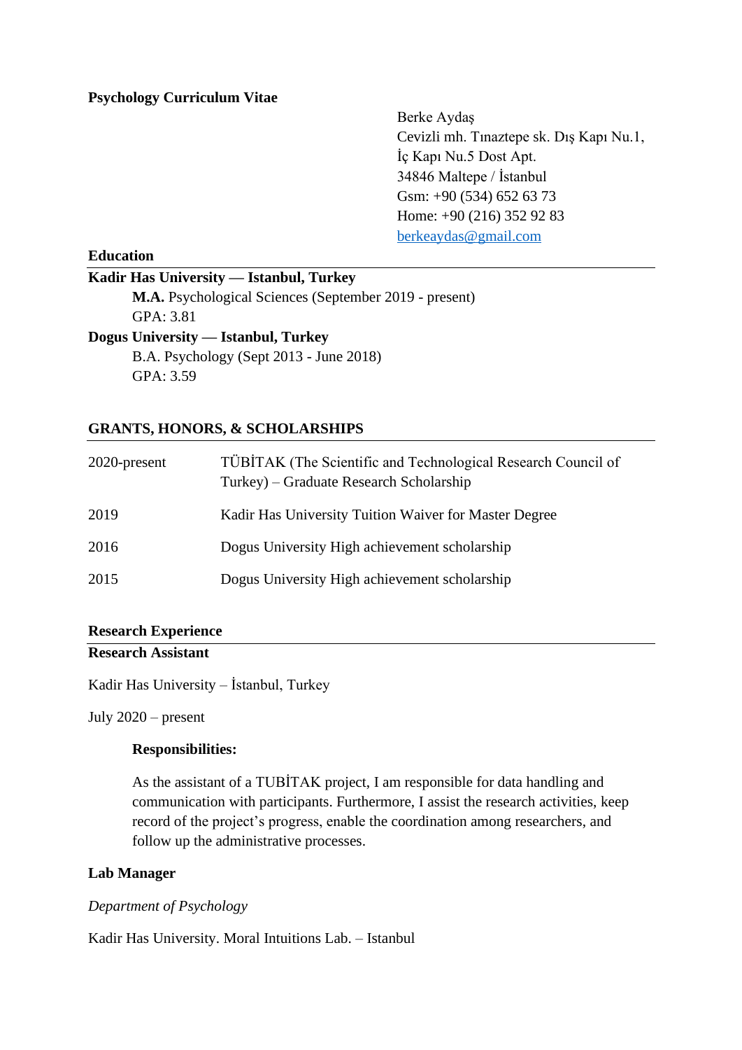**Psychology Curriculum Vitae**

Berke Aydaş
Cevizli mh. Tınaztepe sk. Dış Kapı Nu.1,
İç Kapı Nu.5 Dost Apt.
34846 Maltepe / İstanbul
Gsm: +90 (534) 652 63 73
Home: +90 (216) 352 92 83
berkeaydas@gmail.com

## Education

**Kadir Has University — Istanbul, Turkey**

**M.A.** Psychological Sciences (September 2019 - present)
GPA: 3.81

**Dogus University — Istanbul, Turkey**

B.A. Psychology (Sept 2013 - June 2018)
GPA: 3.59

## GRANTS, HONORS, & SCHOLARSHIPS

| | |
|---|---|
| 2020-present | TÜBİTAK (The Scientific and Technological Research Council of Turkey) – Graduate Research Scholarship |
| 2019 | Kadir Has University Tuition Waiver for Master Degree |
| 2016 | Dogus University High achievement scholarship |
| 2015 | Dogus University High achievement scholarship |

## Research Experience

**Research Assistant**

Kadir Has University – İstanbul, Turkey

July 2020 – present

**Responsibilities:**

As the assistant of a TUBİTAK project, I am responsible for data handling and communication with participants. Furthermore, I assist the research activities, keep record of the project's progress, enable the coordination among researchers, and follow up the administrative processes.

**Lab Manager**

*Department of Psychology*

Kadir Has University. Moral Intuitions Lab. – Istanbul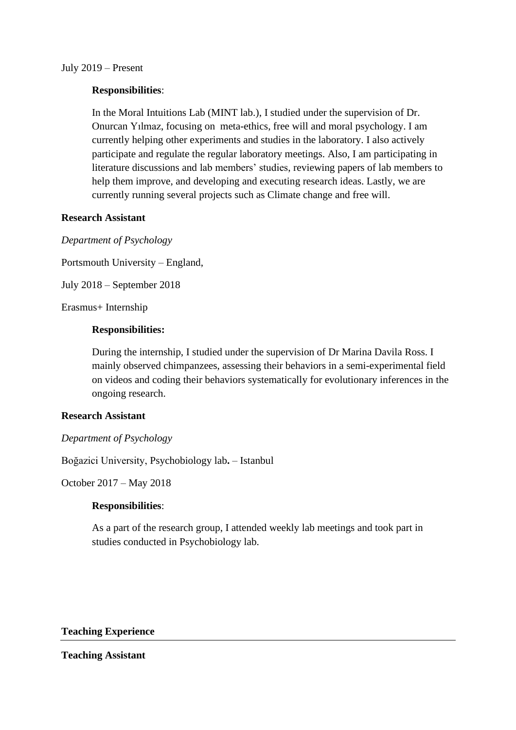July 2019 – Present

**Responsibilities**:

In the Moral Intuitions Lab (MINT lab.), I studied under the supervision of Dr. Onurcan Yılmaz, focusing on meta-ethics, free will and moral psychology. I am currently helping other experiments and studies in the laboratory. I also actively participate and regulate the regular laboratory meetings. Also, I am participating in literature discussions and lab members' studies, reviewing papers of lab members to help them improve, and developing and executing research ideas. Lastly, we are currently running several projects such as Climate change and free will.

**Research Assistant**

*Department of Psychology*

Portsmouth University – England,

July 2018 – September 2018

Erasmus+ Internship

**Responsibilities:**

During the internship, I studied under the supervision of Dr Marina Davila Ross. I mainly observed chimpanzees, assessing their behaviors in a semi-experimental field on videos and coding their behaviors systematically for evolutionary inferences in the ongoing research.

**Research Assistant**

*Department of Psychology*

Boğazici University, Psychobiology lab**.** – Istanbul

October 2017 – May 2018

**Responsibilities**:

As a part of the research group, I attended weekly lab meetings and took part in studies conducted in Psychobiology lab.

## Teaching Experience

**Teaching Assistant**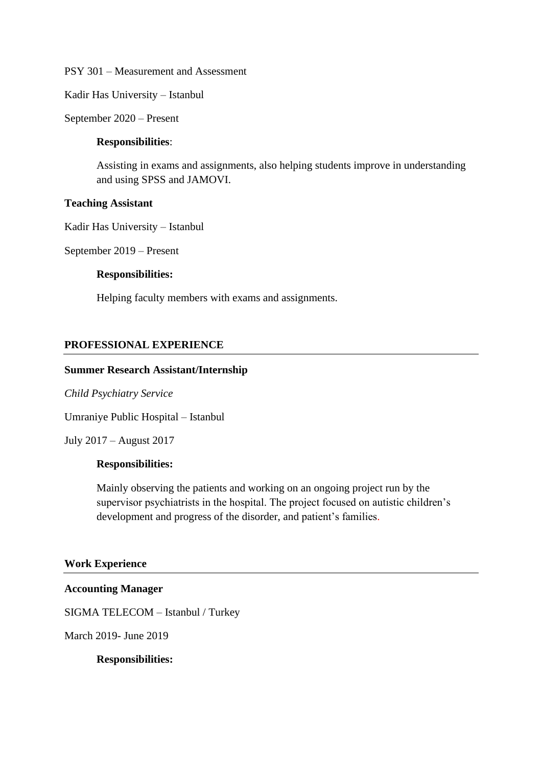PSY 301 – Measurement and Assessment

Kadir Has University – Istanbul

September 2020 – Present

**Responsibilities**:

Assisting in exams and assignments, also helping students improve in understanding and using SPSS and JAMOVI.

**Teaching Assistant**

Kadir Has University – Istanbul

September 2019 – Present

**Responsibilities:**

Helping faculty members with exams and assignments.

## PROFESSIONAL EXPERIENCE

**Summer Research Assistant/Internship**

*Child Psychiatry Service*

Umraniye Public Hospital – Istanbul

July 2017 – August 2017

**Responsibilities:**

Mainly observing the patients and working on an ongoing project run by the supervisor psychiatrists in the hospital. The project focused on autistic children's development and progress of the disorder, and patient's families.

## Work Experience

**Accounting Manager**

SIGMA TELECOM – Istanbul / Turkey

March 2019- June 2019

**Responsibilities:**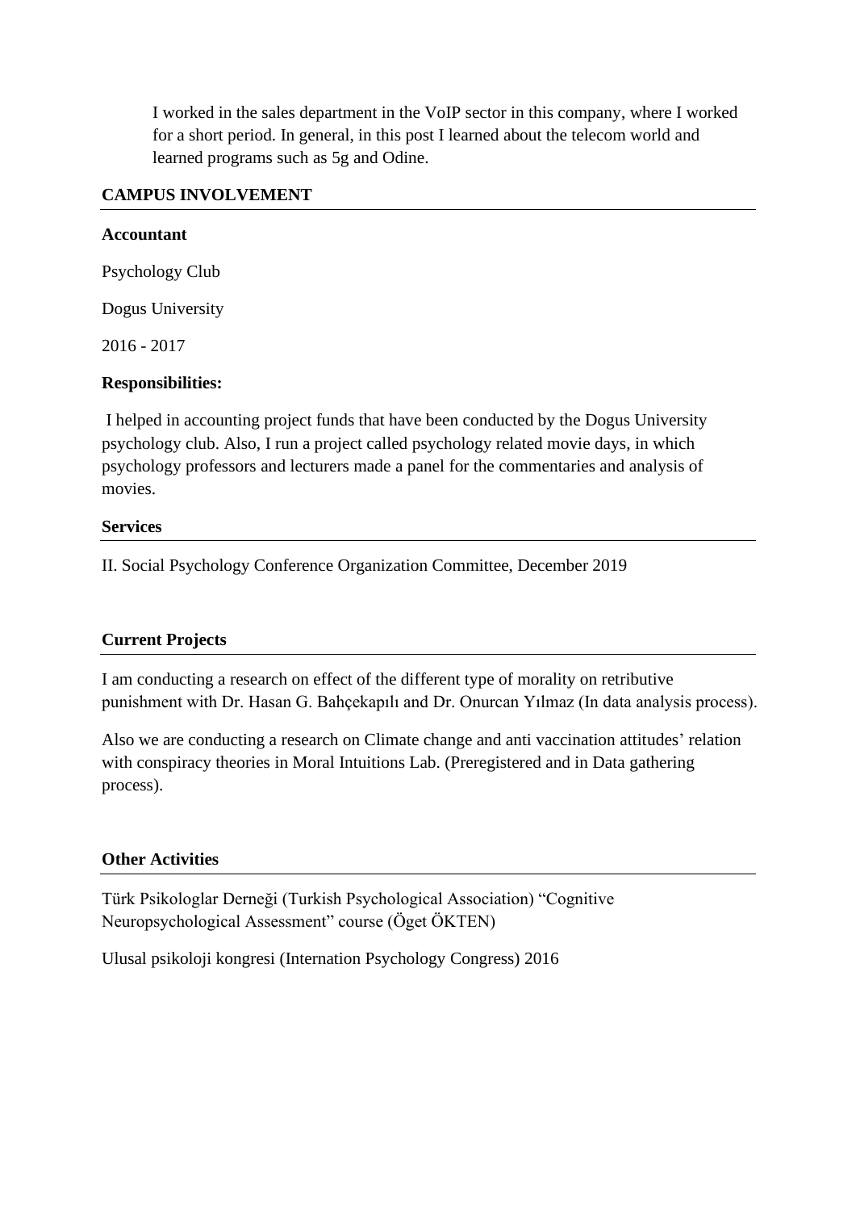I worked in the sales department in the VoIP sector in this company, where I worked for a short period. In general, in this post I learned about the telecom world and learned programs such as 5g and Odine.

## CAMPUS INVOLVEMENT

**Accountant**

Psychology Club

Dogus University

2016 - 2017

**Responsibilities:**

I helped in accounting project funds that have been conducted by the Dogus University psychology club. Also, I run a project called psychology related movie days, in which psychology professors and lecturers made a panel for the commentaries and analysis of movies.

## Services

II. Social Psychology Conference Organization Committee, December 2019

## Current Projects

I am conducting a research on effect of the different type of morality on retributive punishment with Dr. Hasan G. Bahçekapılı and Dr. Onurcan Yılmaz (In data analysis process).

Also we are conducting a research on Climate change and anti vaccination attitudes' relation with conspiracy theories in Moral Intuitions Lab. (Preregistered and in Data gathering process).

## Other Activities

Türk Psikologlar Derneği (Turkish Psychological Association) "Cognitive Neuropsychological Assessment" course (Öget ÖKTEN)

Ulusal psikoloji kongresi (Internation Psychology Congress) 2016